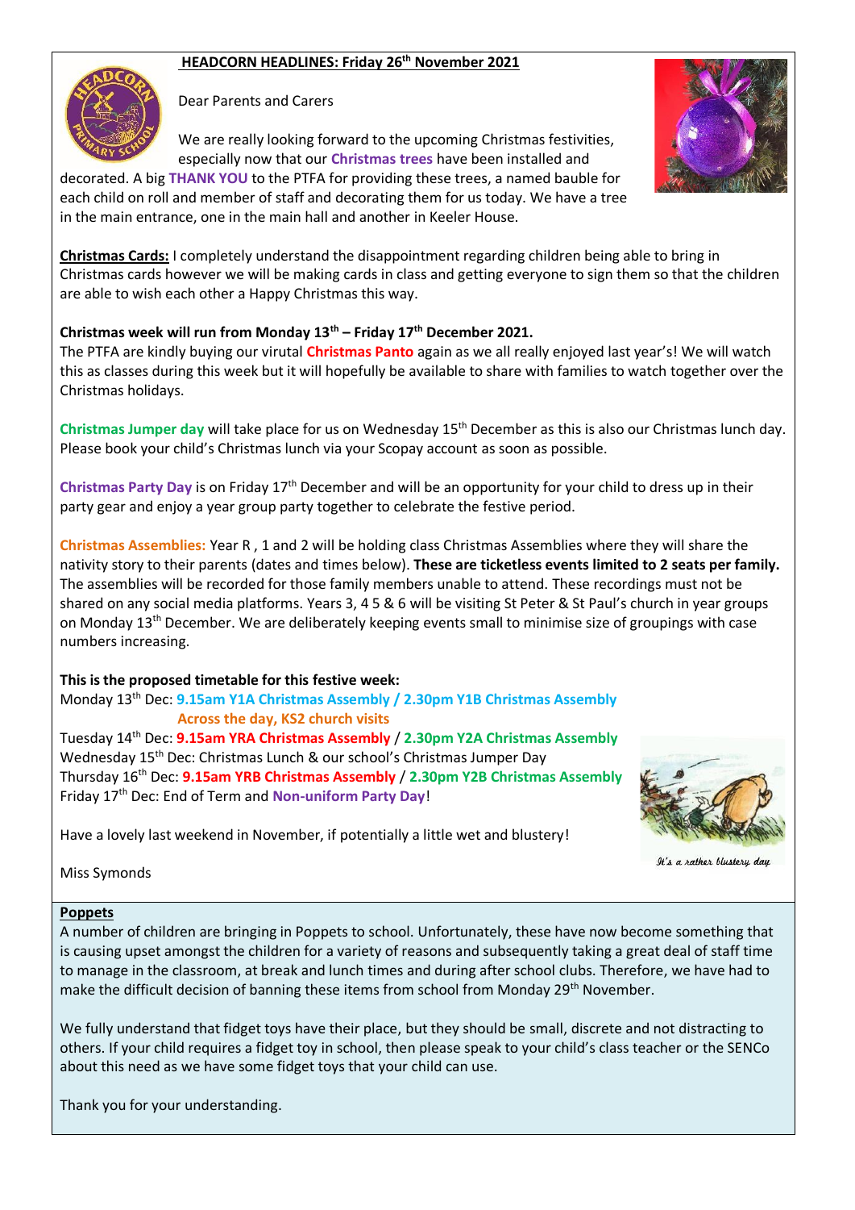**HEADCORN HEADLINES: Friday 26th November 2021**

Dear Parents and Carers

We are really looking forward to the upcoming Christmas festivities, especially now that our **Christmas trees** have been installed and decorated. A big **THANK YOU** to the PTFA for providing these trees, a named bauble for each child on roll and member of staff and decorating them for us today. We have a tree in the main entrance, one in the main hall and another in Keeler House.

**Christmas Cards:** I completely understand the disappointment regarding children being able to bring in Christmas cards however we will be making cards in class and getting everyone to sign them so that the children are able to wish each other a Happy Christmas this way.

**Christmas week will run from Monday 13th – Friday 17th December 2021.**
The PTFA are kindly buying our virutal **Christmas Panto** again as we all really enjoyed last year's! We will watch this as classes during this week but it will hopefully be available to share with families to watch together over the Christmas holidays.

**Christmas Jumper day** will take place for us on Wednesday 15th December as this is also our Christmas lunch day. Please book your child's Christmas lunch via your Scopay account as soon as possible.

**Christmas Party Day** is on Friday 17th December and will be an opportunity for your child to dress up in their party gear and enjoy a year group party together to celebrate the festive period.

**Christmas Assemblies:** Year R , 1 and 2 will be holding class Christmas Assemblies where they will share the nativity story to their parents (dates and times below). **These are ticketless events limited to 2 seats per family.** The assemblies will be recorded for those family members unable to attend. These recordings must not be shared on any social media platforms. Years 3, 4 5 & 6 will be visiting St Peter & St Paul's church in year groups on Monday 13th December. We are deliberately keeping events small to minimise size of groupings with case numbers increasing.

**This is the proposed timetable for this festive week:**
Monday 13th Dec: **9.15am Y1A Christmas Assembly / 2.30pm Y1B Christmas Assembly**
**Across the day, KS2 church visits**
Tuesday 14th Dec: **9.15am YRA Christmas Assembly** / **2.30pm Y2A Christmas Assembly**
Wednesday 15th Dec: Christmas Lunch & our school's Christmas Jumper Day
Thursday 16th Dec: **9.15am YRB Christmas Assembly** / **2.30pm Y2B Christmas Assembly**
Friday 17th Dec: End of Term and **Non-uniform Party Day**!

Have a lovely last weekend in November, if potentially a little wet and blustery!

*It's a rather blustery day*

Miss Symonds

**Poppets**
A number of children are bringing in Poppets to school. Unfortunately, these have now become something that is causing upset amongst the children for a variety of reasons and subsequently taking a great deal of staff time to manage in the classroom, at break and lunch times and during after school clubs. Therefore, we have had to make the difficult decision of banning these items from school from Monday 29th November.

We fully understand that fidget toys have their place, but they should be small, discrete and not distracting to others. If your child requires a fidget toy in school, then please speak to your child's class teacher or the SENCo about this need as we have some fidget toys that your child can use.

Thank you for your understanding.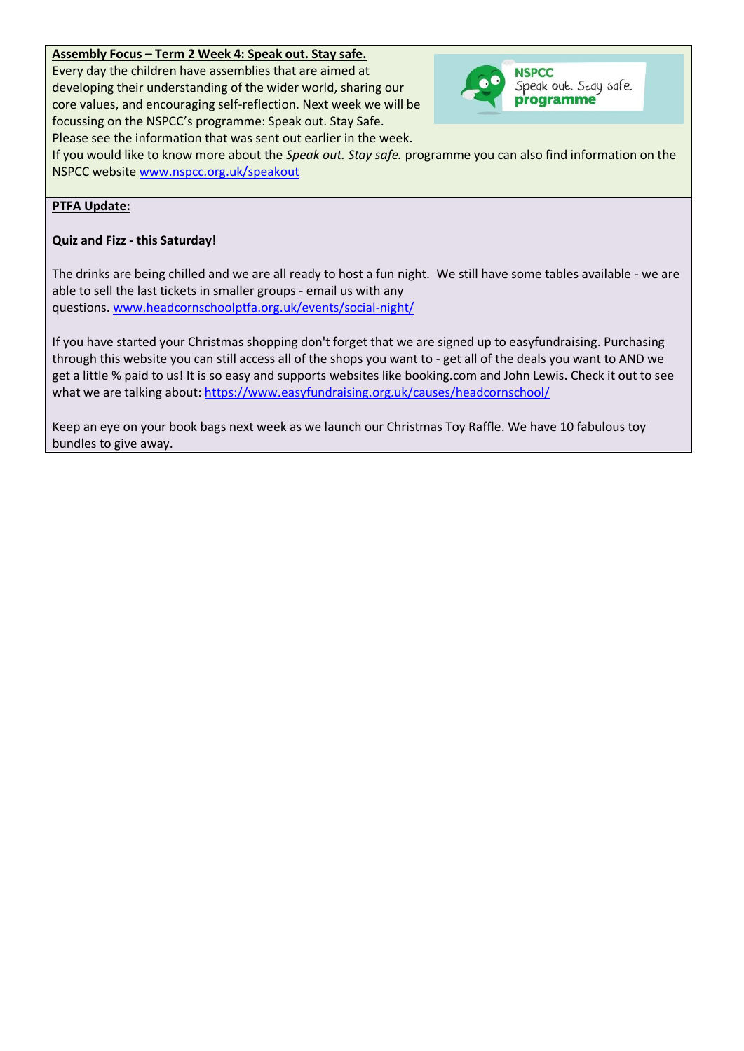**Assembly Focus – Term 2 Week 4: Speak out. Stay safe.**

Every day the children have assemblies that are aimed at developing their understanding of the wider world, sharing our core values, and encouraging self-reflection. Next week we will be focussing on the NSPCC's programme: Speak out. Stay Safe. Please see the information that was sent out earlier in the week.

If you would like to know more about the *Speak out. Stay safe.* programme you can also find information on the NSPCC website www.nspcc.org.uk/speakout

**PTFA Update:**

**Quiz and Fizz - this Saturday!**

The drinks are being chilled and we are all ready to host a fun night. We still have some tables available - we are able to sell the last tickets in smaller groups - email us with any questions. www.headcornschoolptfa.org.uk/events/social-night/

If you have started your Christmas shopping don't forget that we are signed up to easyfundraising. Purchasing through this website you can still access all of the shops you want to - get all of the deals you want to AND we get a little % paid to us! It is so easy and supports websites like booking.com and John Lewis. Check it out to see what we are talking about: https://www.easyfundraising.org.uk/causes/headcornschool/

Keep an eye on your book bags next week as we launch our Christmas Toy Raffle. We have 10 fabulous toy bundles to give away.